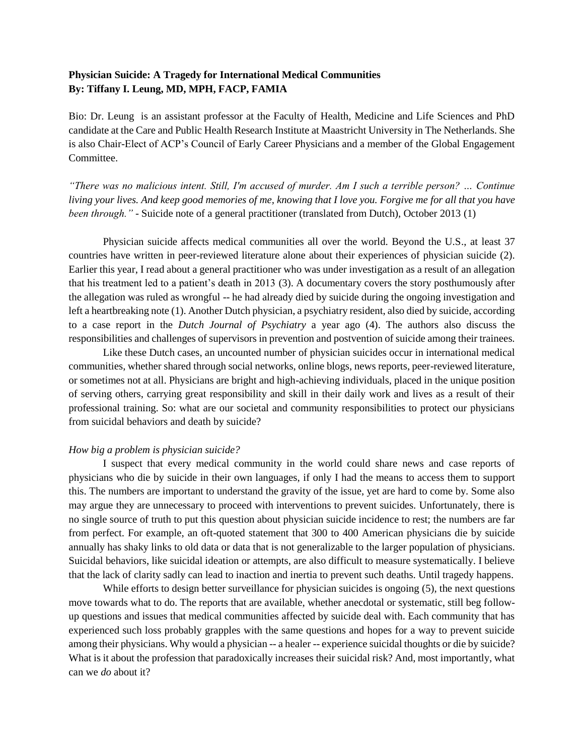**Physician Suicide: A Tragedy for International Medical Communities**
**By: Tiffany I. Leung, MD, MPH, FACP, FAMIA**

Bio: Dr. Leung is an assistant professor at the Faculty of Health, Medicine and Life Sciences and PhD candidate at the Care and Public Health Research Institute at Maastricht University in The Netherlands. She is also Chair-Elect of ACP's Council of Early Career Physicians and a member of the Global Engagement Committee.

*"There was no malicious intent. Still, I'm accused of murder. Am I such a terrible person? … Continue living your lives. And keep good memories of me, knowing that I love you. Forgive me for all that you have been through."* - Suicide note of a general practitioner (translated from Dutch), October 2013 (1)

Physician suicide affects medical communities all over the world. Beyond the U.S., at least 37 countries have written in peer-reviewed literature alone about their experiences of physician suicide (2). Earlier this year, I read about a general practitioner who was under investigation as a result of an allegation that his treatment led to a patient's death in 2013 (3). A documentary covers the story posthumously after the allegation was ruled as wrongful -- he had already died by suicide during the ongoing investigation and left a heartbreaking note (1). Another Dutch physician, a psychiatry resident, also died by suicide, according to a case report in the *Dutch Journal of Psychiatry* a year ago (4). The authors also discuss the responsibilities and challenges of supervisors in prevention and postvention of suicide among their trainees.

Like these Dutch cases, an uncounted number of physician suicides occur in international medical communities, whether shared through social networks, online blogs, news reports, peer-reviewed literature, or sometimes not at all. Physicians are bright and high-achieving individuals, placed in the unique position of serving others, carrying great responsibility and skill in their daily work and lives as a result of their professional training. So: what are our societal and community responsibilities to protect our physicians from suicidal behaviors and death by suicide?

*How big a problem is physician suicide?*

I suspect that every medical community in the world could share news and case reports of physicians who die by suicide in their own languages, if only I had the means to access them to support this. The numbers are important to understand the gravity of the issue, yet are hard to come by. Some also may argue they are unnecessary to proceed with interventions to prevent suicides. Unfortunately, there is no single source of truth to put this question about physician suicide incidence to rest; the numbers are far from perfect. For example, an oft-quoted statement that 300 to 400 American physicians die by suicide annually has shaky links to old data or data that is not generalizable to the larger population of physicians. Suicidal behaviors, like suicidal ideation or attempts, are also difficult to measure systematically. I believe that the lack of clarity sadly can lead to inaction and inertia to prevent such deaths. Until tragedy happens.

While efforts to design better surveillance for physician suicides is ongoing (5), the next questions move towards what to do. The reports that are available, whether anecdotal or systematic, still beg follow-up questions and issues that medical communities affected by suicide deal with. Each community that has experienced such loss probably grapples with the same questions and hopes for a way to prevent suicide among their physicians. Why would a physician -- a healer -- experience suicidal thoughts or die by suicide? What is it about the profession that paradoxically increases their suicidal risk? And, most importantly, what can we *do* about it?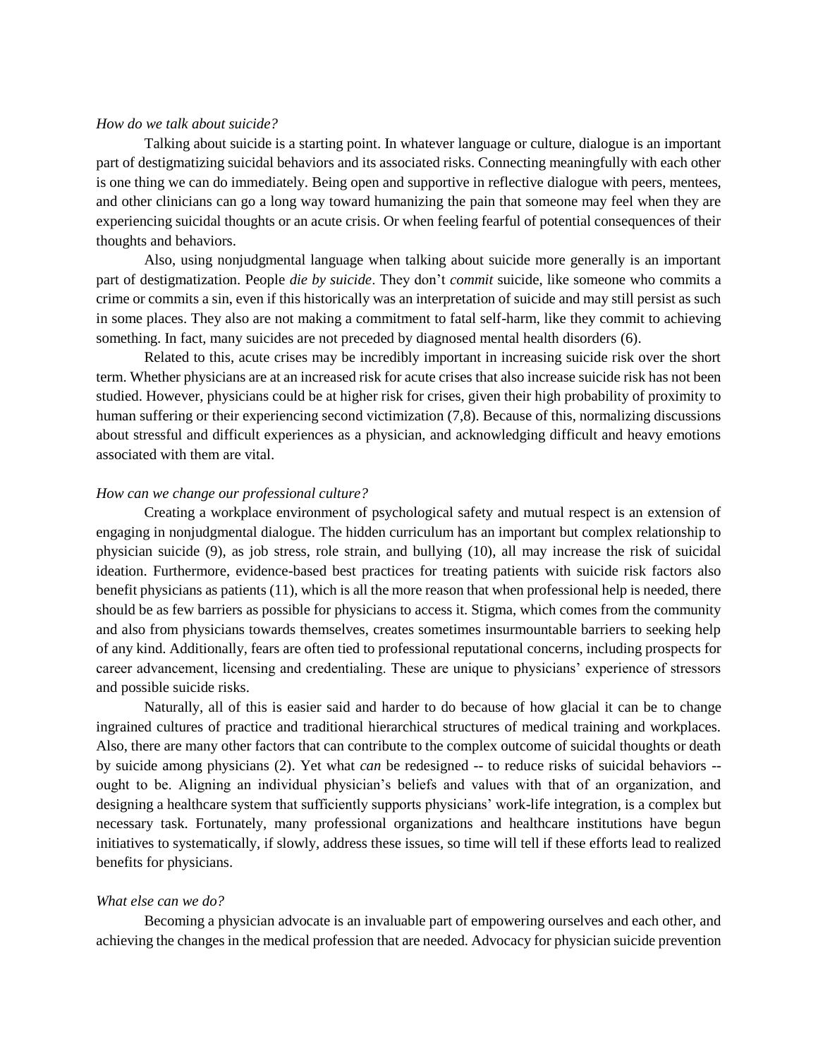*How do we talk about suicide?*

Talking about suicide is a starting point. In whatever language or culture, dialogue is an important part of destigmatizing suicidal behaviors and its associated risks. Connecting meaningfully with each other is one thing we can do immediately. Being open and supportive in reflective dialogue with peers, mentees, and other clinicians can go a long way toward humanizing the pain that someone may feel when they are experiencing suicidal thoughts or an acute crisis. Or when feeling fearful of potential consequences of their thoughts and behaviors.

Also, using nonjudgmental language when talking about suicide more generally is an important part of destigmatization. People *die by suicide*. They don't *commit* suicide, like someone who commits a crime or commits a sin, even if this historically was an interpretation of suicide and may still persist as such in some places. They also are not making a commitment to fatal self-harm, like they commit to achieving something. In fact, many suicides are not preceded by diagnosed mental health disorders (6).

Related to this, acute crises may be incredibly important in increasing suicide risk over the short term. Whether physicians are at an increased risk for acute crises that also increase suicide risk has not been studied. However, physicians could be at higher risk for crises, given their high probability of proximity to human suffering or their experiencing second victimization (7,8). Because of this, normalizing discussions about stressful and difficult experiences as a physician, and acknowledging difficult and heavy emotions associated with them are vital.

*How can we change our professional culture?*

Creating a workplace environment of psychological safety and mutual respect is an extension of engaging in nonjudgmental dialogue. The hidden curriculum has an important but complex relationship to physician suicide (9), as job stress, role strain, and bullying (10), all may increase the risk of suicidal ideation. Furthermore, evidence-based best practices for treating patients with suicide risk factors also benefit physicians as patients (11), which is all the more reason that when professional help is needed, there should be as few barriers as possible for physicians to access it. Stigma, which comes from the community and also from physicians towards themselves, creates sometimes insurmountable barriers to seeking help of any kind. Additionally, fears are often tied to professional reputational concerns, including prospects for career advancement, licensing and credentialing. These are unique to physicians' experience of stressors and possible suicide risks.

Naturally, all of this is easier said and harder to do because of how glacial it can be to change ingrained cultures of practice and traditional hierarchical structures of medical training and workplaces. Also, there are many other factors that can contribute to the complex outcome of suicidal thoughts or death by suicide among physicians (2). Yet what *can* be redesigned -- to reduce risks of suicidal behaviors -- ought to be. Aligning an individual physician's beliefs and values with that of an organization, and designing a healthcare system that sufficiently supports physicians' work-life integration, is a complex but necessary task. Fortunately, many professional organizations and healthcare institutions have begun initiatives to systematically, if slowly, address these issues, so time will tell if these efforts lead to realized benefits for physicians.

*What else can we do?*

Becoming a physician advocate is an invaluable part of empowering ourselves and each other, and achieving the changes in the medical profession that are needed. Advocacy for physician suicide prevention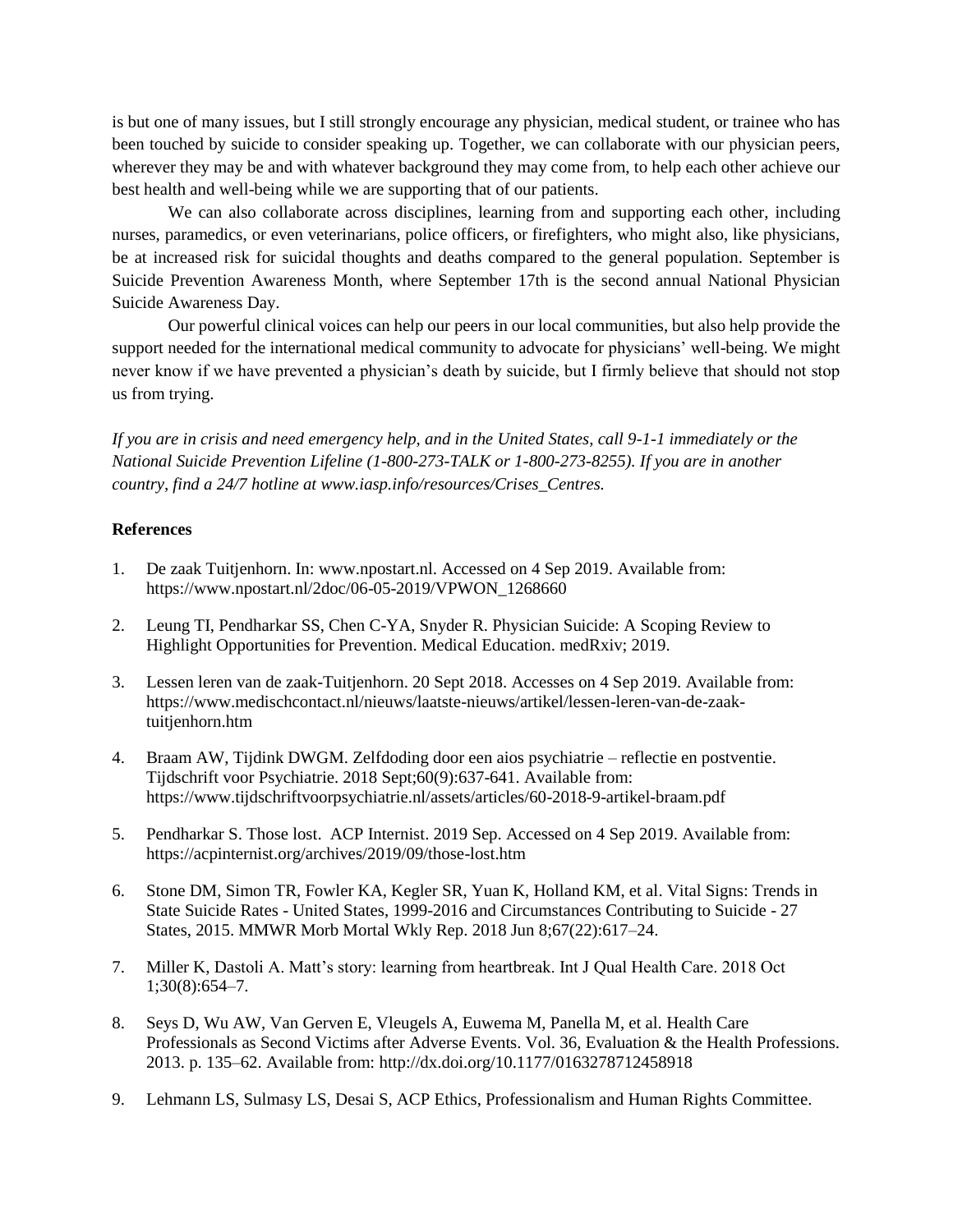is but one of many issues, but I still strongly encourage any physician, medical student, or trainee who has been touched by suicide to consider speaking up. Together, we can collaborate with our physician peers, wherever they may be and with whatever background they may come from, to help each other achieve our best health and well-being while we are supporting that of our patients.

We can also collaborate across disciplines, learning from and supporting each other, including nurses, paramedics, or even veterinarians, police officers, or firefighters, who might also, like physicians, be at increased risk for suicidal thoughts and deaths compared to the general population. September is Suicide Prevention Awareness Month, where September 17th is the second annual National Physician Suicide Awareness Day.

Our powerful clinical voices can help our peers in our local communities, but also help provide the support needed for the international medical community to advocate for physicians' well-being. We might never know if we have prevented a physician's death by suicide, but I firmly believe that should not stop us from trying.

*If you are in crisis and need emergency help, and in the United States, call 9-1-1 immediately or the National Suicide Prevention Lifeline (1-800-273-TALK or 1-800-273-8255). If you are in another country, find a 24/7 hotline at www.iasp.info/resources/Crises_Centres.*

**References**

1. De zaak Tuitjenhorn. In: www.npostart.nl. Accessed on 4 Sep 2019. Available from: https://www.npostart.nl/2doc/06-05-2019/VPWON_1268660

2. Leung TI, Pendharkar SS, Chen C-YA, Snyder R. Physician Suicide: A Scoping Review to Highlight Opportunities for Prevention. Medical Education. medRxiv; 2019.

3. Lessen leren van de zaak-Tuitjenhorn. 20 Sept 2018. Accesses on 4 Sep 2019. Available from: https://www.medischcontact.nl/nieuws/laatste-nieuws/artikel/lessen-leren-van-de-zaak-tuitjenhorn.htm

4. Braam AW, Tijdink DWGM. Zelfdoding door een aios psychiatrie – reflectie en postventie. Tijdschrift voor Psychiatrie. 2018 Sept;60(9):637-641. Available from: https://www.tijdschriftvoorpsychiatrie.nl/assets/articles/60-2018-9-artikel-braam.pdf

5. Pendharkar S. Those lost. ACP Internist. 2019 Sep. Accessed on 4 Sep 2019. Available from: https://acpinternist.org/archives/2019/09/those-lost.htm

6. Stone DM, Simon TR, Fowler KA, Kegler SR, Yuan K, Holland KM, et al. Vital Signs: Trends in State Suicide Rates - United States, 1999-2016 and Circumstances Contributing to Suicide - 27 States, 2015. MMWR Morb Mortal Wkly Rep. 2018 Jun 8;67(22):617–24.

7. Miller K, Dastoli A. Matt's story: learning from heartbreak. Int J Qual Health Care. 2018 Oct 1;30(8):654–7.

8. Seys D, Wu AW, Van Gerven E, Vleugels A, Euwema M, Panella M, et al. Health Care Professionals as Second Victims after Adverse Events. Vol. 36, Evaluation & the Health Professions. 2013. p. 135–62. Available from: http://dx.doi.org/10.1177/0163278712458918

9. Lehmann LS, Sulmasy LS, Desai S, ACP Ethics, Professionalism and Human Rights Committee.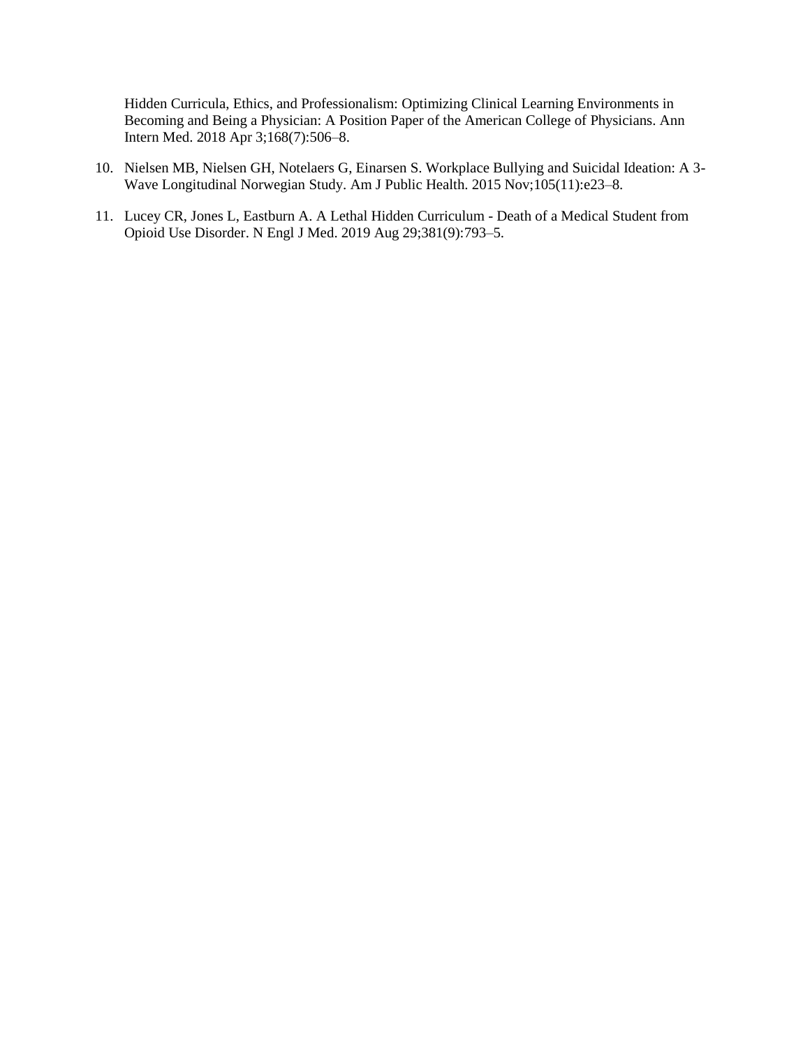Hidden Curricula, Ethics, and Professionalism: Optimizing Clinical Learning Environments in Becoming and Being a Physician: A Position Paper of the American College of Physicians. Ann Intern Med. 2018 Apr 3;168(7):506–8.

10. Nielsen MB, Nielsen GH, Notelaers G, Einarsen S. Workplace Bullying and Suicidal Ideation: A 3-Wave Longitudinal Norwegian Study. Am J Public Health. 2015 Nov;105(11):e23–8.

11. Lucey CR, Jones L, Eastburn A. A Lethal Hidden Curriculum - Death of a Medical Student from Opioid Use Disorder. N Engl J Med. 2019 Aug 29;381(9):793–5.